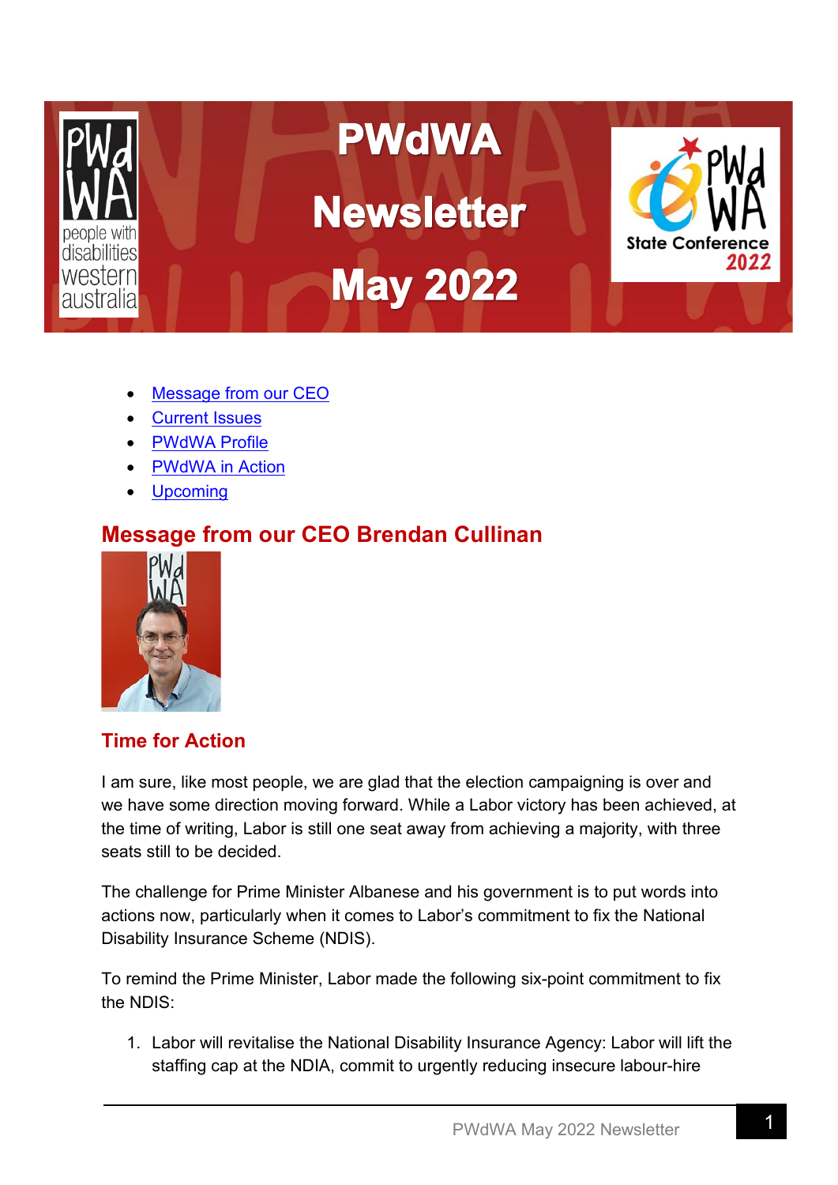# PWdWA Newsletter May 2022

- [Message from our CEO](#)
- [Current Issues](#)
- [PWdWA Profile](#)
- [PWdWA in Action](#)
- [Upcoming](#)

## Message from our CEO Brendan Cullinan

### Time for Action

I am sure, like most people, we are glad that the election campaigning is over and we have some direction moving forward. While a Labor victory has been achieved, at the time of writing, Labor is still one seat away from achieving a majority, with three seats still to be decided.

The challenge for Prime Minister Albanese and his government is to put words into actions now, particularly when it comes to Labor's commitment to fix the National Disability Insurance Scheme (NDIS).

To remind the Prime Minister, Labor made the following six-point commitment to fix the NDIS:

1. Labor will revitalise the National Disability Insurance Agency: Labor will lift the staffing cap at the NDIA, commit to urgently reducing insecure labour-hire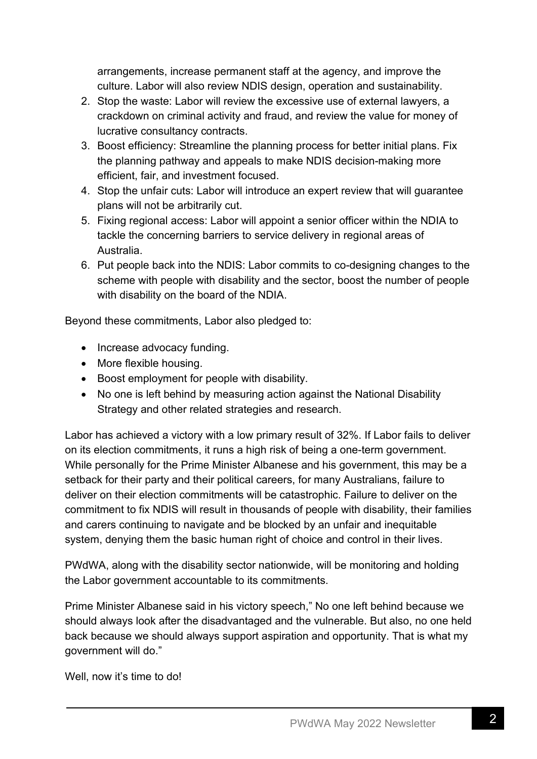arrangements, increase permanent staff at the agency, and improve the culture. Labor will also review NDIS design, operation and sustainability.

2. Stop the waste: Labor will review the excessive use of external lawyers, a crackdown on criminal activity and fraud, and review the value for money of lucrative consultancy contracts.
3. Boost efficiency: Streamline the planning process for better initial plans. Fix the planning pathway and appeals to make NDIS decision-making more efficient, fair, and investment focused.
4. Stop the unfair cuts: Labor will introduce an expert review that will guarantee plans will not be arbitrarily cut.
5. Fixing regional access: Labor will appoint a senior officer within the NDIA to tackle the concerning barriers to service delivery in regional areas of Australia.
6. Put people back into the NDIS: Labor commits to co-designing changes to the scheme with people with disability and the sector, boost the number of people with disability on the board of the NDIA.

Beyond these commitments, Labor also pledged to:

- Increase advocacy funding.
- More flexible housing.
- Boost employment for people with disability.
- No one is left behind by measuring action against the National Disability Strategy and other related strategies and research.

Labor has achieved a victory with a low primary result of 32%. If Labor fails to deliver on its election commitments, it runs a high risk of being a one-term government. While personally for the Prime Minister Albanese and his government, this may be a setback for their party and their political careers, for many Australians, failure to deliver on their election commitments will be catastrophic. Failure to deliver on the commitment to fix NDIS will result in thousands of people with disability, their families and carers continuing to navigate and be blocked by an unfair and inequitable system, denying them the basic human right of choice and control in their lives.

PWdWA, along with the disability sector nationwide, will be monitoring and holding the Labor government accountable to its commitments.

Prime Minister Albanese said in his victory speech," No one left behind because we should always look after the disadvantaged and the vulnerable. But also, no one held back because we should always support aspiration and opportunity. That is what my government will do."

Well, now it's time to do!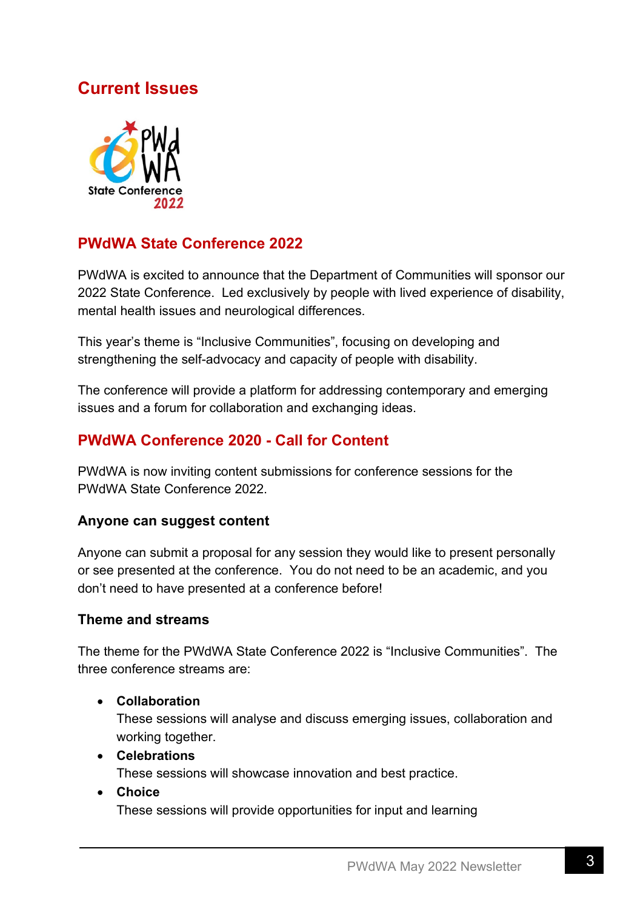# Current Issues

## PWdWA State Conference 2022

PWdWA is excited to announce that the Department of Communities will sponsor our 2022 State Conference. Led exclusively by people with lived experience of disability, mental health issues and neurological differences.

This year's theme is "Inclusive Communities", focusing on developing and strengthening the self-advocacy and capacity of people with disability.

The conference will provide a platform for addressing contemporary and emerging issues and a forum for collaboration and exchanging ideas.

## PWdWA Conference 2020 - Call for Content

PWdWA is now inviting content submissions for conference sessions for the PWdWA State Conference 2022.

### Anyone can suggest content

Anyone can submit a proposal for any session they would like to present personally or see presented at the conference. You do not need to be an academic, and you don't need to have presented at a conference before!

### Theme and streams

The theme for the PWdWA State Conference 2022 is "Inclusive Communities". The three conference streams are:

- **Collaboration**
  These sessions will analyse and discuss emerging issues, collaboration and working together.
- **Celebrations**
  These sessions will showcase innovation and best practice.
- **Choice**
  These sessions will provide opportunities for input and learning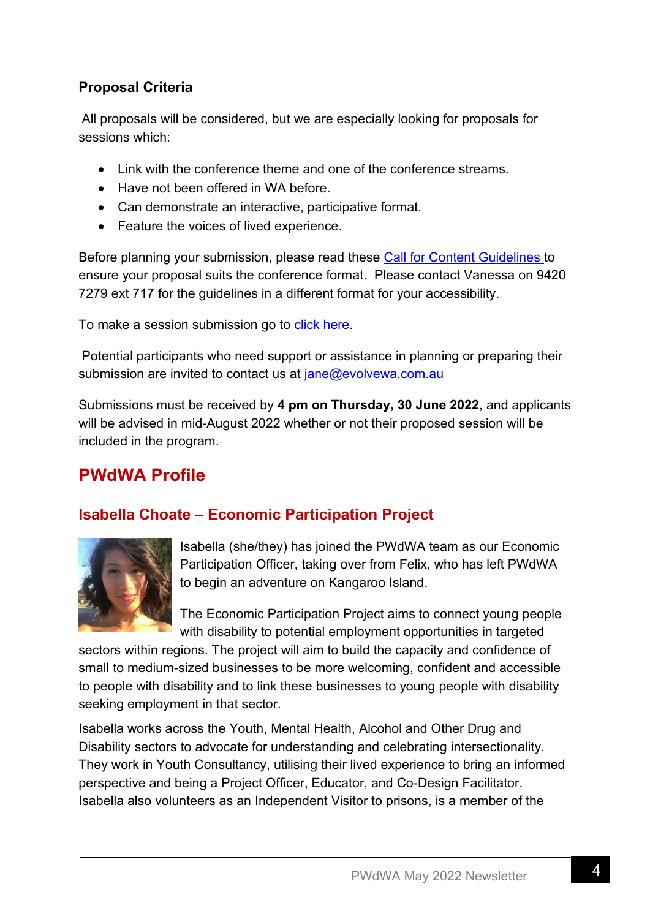**Proposal Criteria**

All proposals will be considered, but we are especially looking for proposals for sessions which:

- Link with the conference theme and one of the conference streams.
- Have not been offered in WA before.
- Can demonstrate an interactive, participative format.
- Feature the voices of lived experience.

Before planning your submission, please read these [Call for Content Guidelines](#) to ensure your proposal suits the conference format. Please contact Vanessa on 9420 7279 ext 717 for the guidelines in a different format for your accessibility.

To make a session submission go to [click here.](#)

Potential participants who need support or assistance in planning or preparing their submission are invited to contact us at jane@evolvewa.com.au

Submissions must be received by **4 pm on Thursday, 30 June 2022**, and applicants will be advised in mid-August 2022 whether or not their proposed session will be included in the program.

## PWdWA Profile

### Isabella Choate – Economic Participation Project

Isabella (she/they) has joined the PWdWA team as our Economic Participation Officer, taking over from Felix, who has left PWdWA to begin an adventure on Kangaroo Island.

The Economic Participation Project aims to connect young people with disability to potential employment opportunities in targeted sectors within regions. The project will aim to build the capacity and confidence of small to medium-sized businesses to be more welcoming, confident and accessible to people with disability and to link these businesses to young people with disability seeking employment in that sector.

Isabella works across the Youth, Mental Health, Alcohol and Other Drug and Disability sectors to advocate for understanding and celebrating intersectionality. They work in Youth Consultancy, utilising their lived experience to bring an informed perspective and being a Project Officer, Educator, and Co-Design Facilitator. Isabella also volunteers as an Independent Visitor to prisons, is a member of the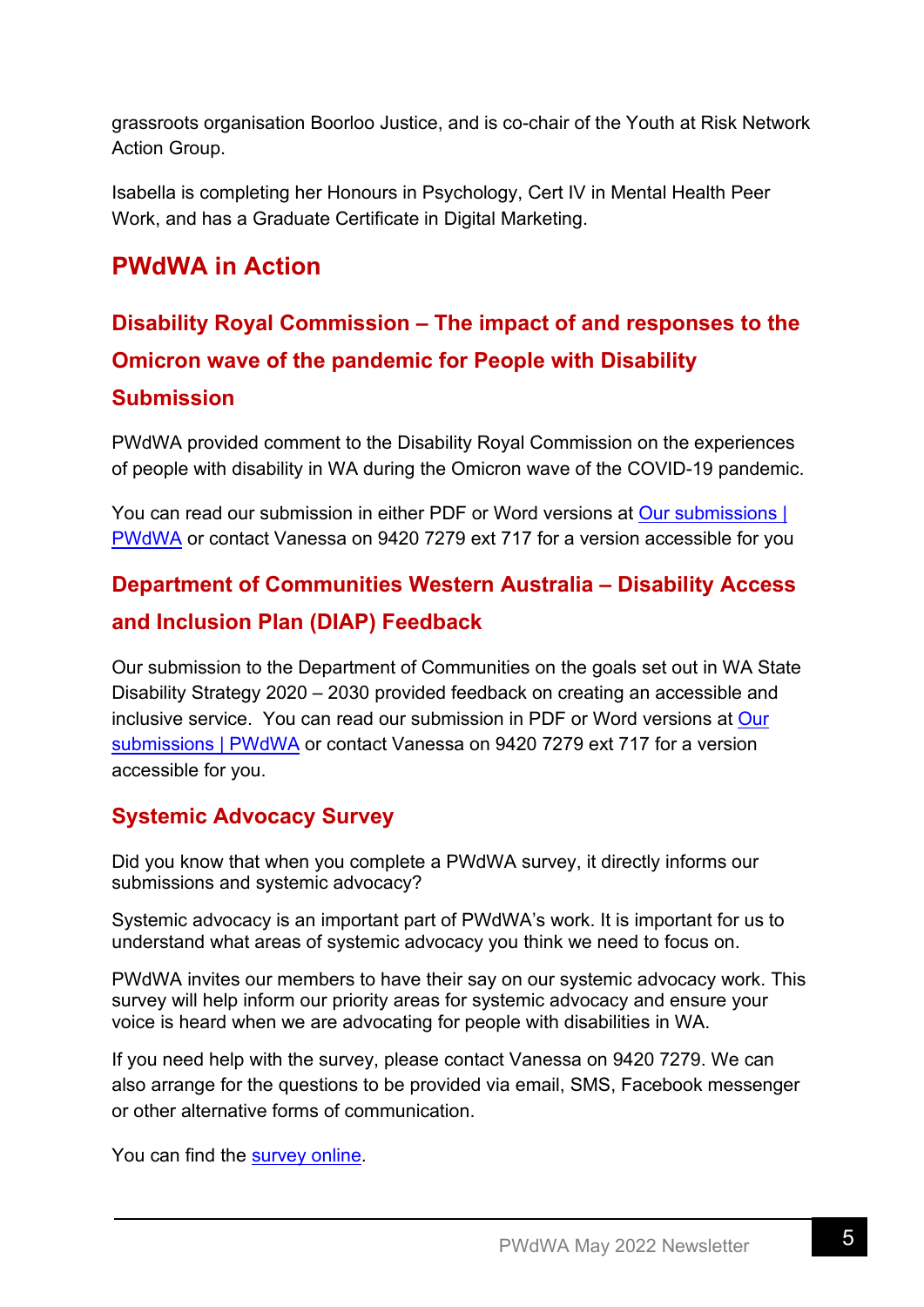grassroots organisation Boorloo Justice, and is co-chair of the Youth at Risk Network Action Group.

Isabella is completing her Honours in Psychology, Cert IV in Mental Health Peer Work, and has a Graduate Certificate in Digital Marketing.

## PWdWA in Action

### Disability Royal Commission – The impact of and responses to the Omicron wave of the pandemic for People with Disability Submission

PWdWA provided comment to the Disability Royal Commission on the experiences of people with disability in WA during the Omicron wave of the COVID-19 pandemic.

You can read our submission in either PDF or Word versions at Our submissions | PWdWA or contact Vanessa on 9420 7279 ext 717 for a version accessible for you

### Department of Communities Western Australia – Disability Access and Inclusion Plan (DIAP) Feedback

Our submission to the Department of Communities on the goals set out in WA State Disability Strategy 2020 – 2030 provided feedback on creating an accessible and inclusive service. You can read our submission in PDF or Word versions at Our submissions | PWdWA or contact Vanessa on 9420 7279 ext 717 for a version accessible for you.

### Systemic Advocacy Survey

Did you know that when you complete a PWdWA survey, it directly informs our submissions and systemic advocacy?

Systemic advocacy is an important part of PWdWA's work. It is important for us to understand what areas of systemic advocacy you think we need to focus on.

PWdWA invites our members to have their say on our systemic advocacy work. This survey will help inform our priority areas for systemic advocacy and ensure your voice is heard when we are advocating for people with disabilities in WA.

If you need help with the survey, please contact Vanessa on 9420 7279. We can also arrange for the questions to be provided via email, SMS, Facebook messenger or other alternative forms of communication.

You can find the survey online.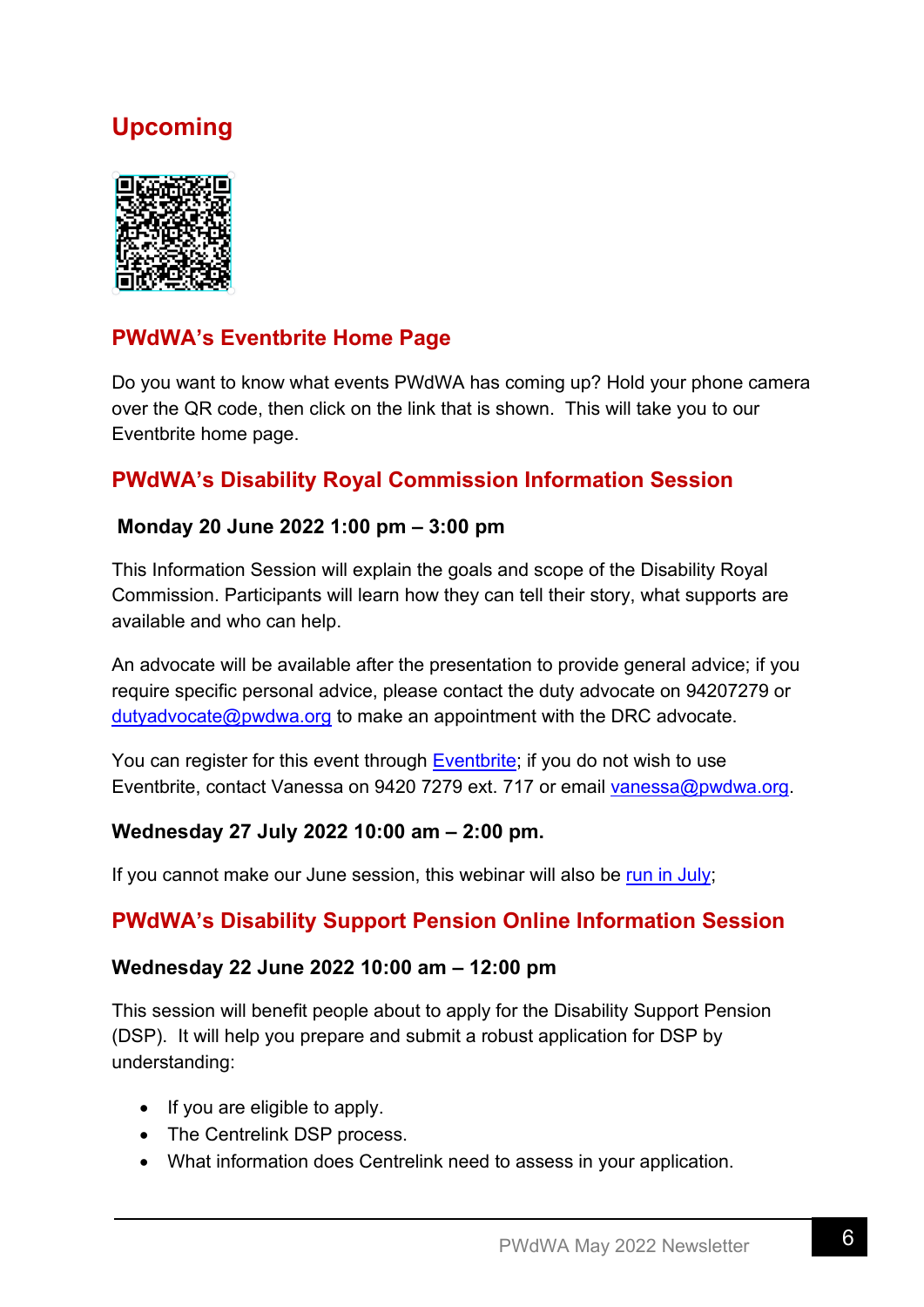# Upcoming

## PWdWA's Eventbrite Home Page

Do you want to know what events PWdWA has coming up? Hold your phone camera over the QR code, then click on the link that is shown. This will take you to our Eventbrite home page.

## PWdWA's Disability Royal Commission Information Session

**Monday 20 June 2022 1:00 pm – 3:00 pm**

This Information Session will explain the goals and scope of the Disability Royal Commission. Participants will learn how they can tell their story, what supports are available and who can help.

An advocate will be available after the presentation to provide general advice; if you require specific personal advice, please contact the duty advocate on 94207279 or dutyadvocate@pwdwa.org to make an appointment with the DRC advocate.

You can register for this event through Eventbrite; if you do not wish to use Eventbrite, contact Vanessa on 9420 7279 ext. 717 or email vanessa@pwdwa.org.

**Wednesday 27 July 2022 10:00 am – 2:00 pm.**

If you cannot make our June session, this webinar will also be run in July;

## PWdWA's Disability Support Pension Online Information Session

**Wednesday 22 June 2022 10:00 am – 12:00 pm**

This session will benefit people about to apply for the Disability Support Pension (DSP). It will help you prepare and submit a robust application for DSP by understanding:

- If you are eligible to apply.
- The Centrelink DSP process.
- What information does Centrelink need to assess in your application.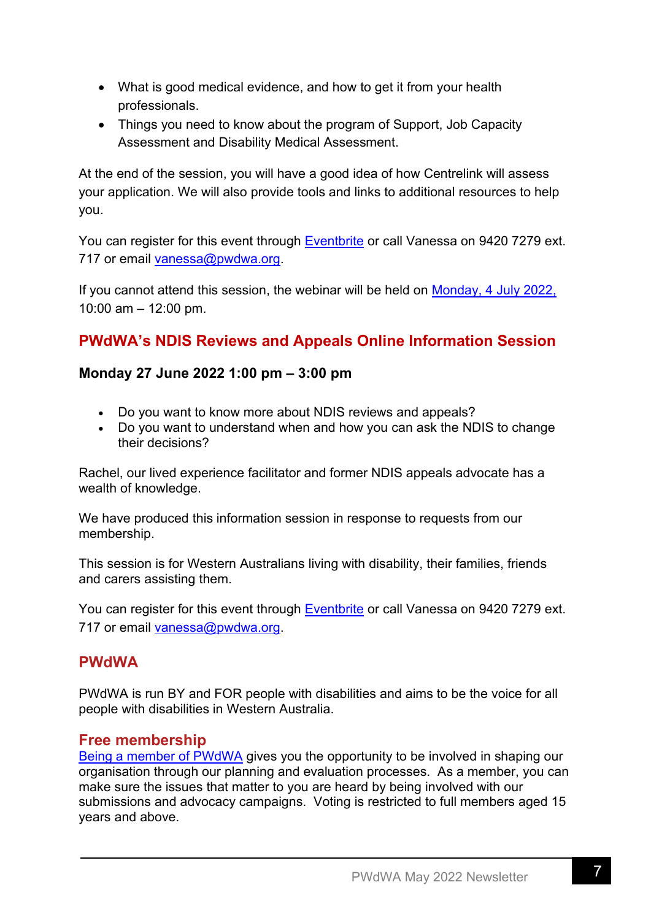- What is good medical evidence, and how to get it from your health professionals.
- Things you need to know about the program of Support, Job Capacity Assessment and Disability Medical Assessment.

At the end of the session, you will have a good idea of how Centrelink will assess your application. We will also provide tools and links to additional resources to help you.

You can register for this event through Eventbrite or call Vanessa on 9420 7279 ext. 717 or email vanessa@pwdwa.org.

If you cannot attend this session, the webinar will be held on Monday, 4 July 2022, 10:00 am – 12:00 pm.

## PWdWA's NDIS Reviews and Appeals Online Information Session

**Monday 27 June 2022 1:00 pm – 3:00 pm**

- Do you want to know more about NDIS reviews and appeals?
- Do you want to understand when and how you can ask the NDIS to change their decisions?

Rachel, our lived experience facilitator and former NDIS appeals advocate has a wealth of knowledge.

We have produced this information session in response to requests from our membership.

This session is for Western Australians living with disability, their families, friends and carers assisting them.

You can register for this event through Eventbrite or call Vanessa on 9420 7279 ext. 717 or email vanessa@pwdwa.org.

## PWdWA

PWdWA is run BY and FOR people with disabilities and aims to be the voice for all people with disabilities in Western Australia.

### Free membership

Being a member of PWdWA gives you the opportunity to be involved in shaping our organisation through our planning and evaluation processes. As a member, you can make sure the issues that matter to you are heard by being involved with our submissions and advocacy campaigns. Voting is restricted to full members aged 15 years and above.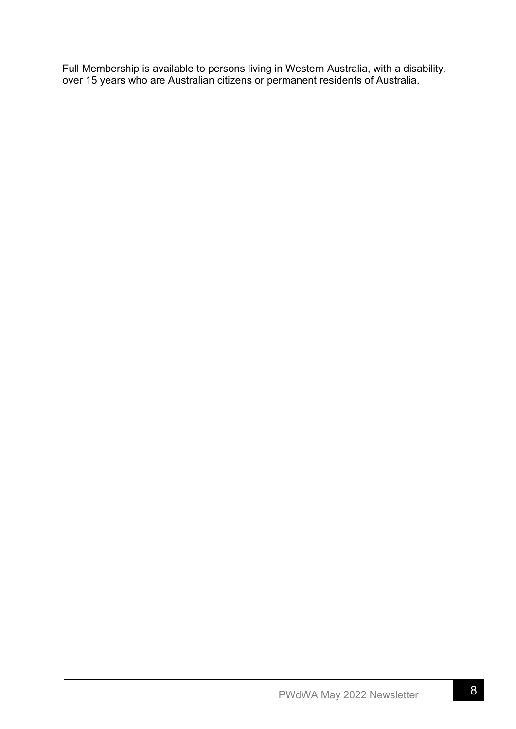Full Membership is available to persons living in Western Australia, with a disability, over 15 years who are Australian citizens or permanent residents of Australia.